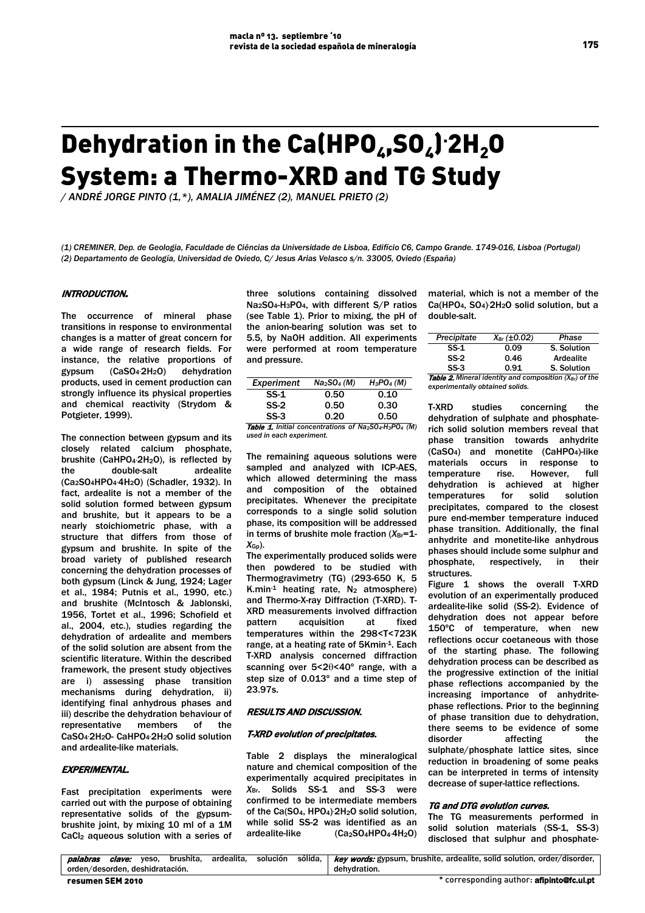# Dehydration in the $Ca(HPO_4,SO_4)\cdot 2H_2O$ System: a Thermo-XRD and TG Study

/ ANDRÉ JORGE PINTO (1,*), AMALIA JIMÉNEZ (2), MANUEL PRIETO (2)

(1) CREMINER, Dep. de Geologia, Faculdade de Ciências da Universidade de Lisboa, Edifício C6, Campo Grande. 1749-016, Lisboa (Portugal)
(2) Departamento de Geología, Universidad de Oviedo, C/ Jesus Arias Velasco s/n. 33005, Oviedo (España)

## INTRODUCTION.

The occurrence of mineral phase transitions in response to environmental changes is a matter of great concern for a wide range of research fields. For instance, the relative proportions of gypsum ($CaSO_4\cdot 2H_2O$) dehydration products, used in cement production can strongly influence its physical properties and chemical reactivity (Strydom & Potgieter, 1999).

The connection between gypsum and its closely related calcium phosphate, brushite ($CaHPO_4\cdot 2H_2O$), is reflected by the double-salt ardealite ($Ca_2SO_4HPO_4\cdot 4H_2O$) (Schadler, 1932). In fact, ardealite is not a member of the solid solution formed between gypsum and brushite, but it appears to be a nearly stoichiometric phase, with a structure that differs from those of gypsum and brushite. In spite of the broad variety of published research concerning the dehydration processes of both gypsum (Linck & Jung, 1924; Lager et al., 1984; Putnis et al., 1990, etc.) and brushite (McIntosch & Jablonski, 1956, Tortet et al., 1996; Schofield et al., 2004, etc.), studies regarding the dehydration of ardealite and members of the solid solution are absent from the scientific literature. Within the described framework, the present study objectives are i) assessing phase transition mechanisms during dehydration, ii) identifying final anhydrous phases and iii) describe the dehydration behaviour of representative members of the $CaSO_4\cdot 2H_2O$- $CaHPO_4\cdot 2H_2O$ solid solution and ardealite-like materials.

## EXPERIMENTAL.

Fast precipitation experiments were carried out with the purpose of obtaining representative solids of the gypsum-brushite joint, by mixing 10 ml of a 1M $CaCl_2$ aqueous solution with a series of three solutions containing dissolved $Na_2SO_4$-$H_3PO_4$, with different S/P ratios (see Table 1). Prior to mixing, the pH of the anion-bearing solution was set to 5.5, by NaOH addition. All experiments were performed at room temperature and pressure.

| *Experiment* | *$Na_2SO_4$ (M)* | *$H_3PO_4$ (M)* |
|---|---|---|
| SS-1 | 0.50 | 0.10 |
| SS-2 | 0.50 | 0.30 |
| SS-3 | 0.20 | 0.50 |

***Table 1**. Initial concentrations of $Na_2SO_4$-$H_3PO_4$ (M) used in each experiment.*

The remaining aqueous solutions were sampled and analyzed with ICP-AES, which allowed determining the mass and composition of the obtained precipitates. Whenever the precipitate corresponds to a single solid solution phase, its composition will be addressed in terms of brushite mole fraction ($X_{Br}$=1-$X_{Gp}$).

The experimentally produced solids were then powdered to be studied with Thermogravimetry (TG) (293-650 K, 5 $K.min^{-1}$ heating rate, $N_2$ atmosphere) and Thermo-X-ray Diffraction (T-XRD). T-XRD measurements involved diffraction pattern acquisition at fixed temperatures within the 298<T<723K range, at a heating rate of $5Kmin^{-1}$. Each T-XRD analysis concerned diffraction scanning over $5<2\theta<40°$ range, with a step size of 0.013° and a time step of 23.97s.

## RESULTS AND DISCUSSION.

### T-XRD evolution of precipitates.

Table 2 displays the mineralogical nature and chemical composition of the experimentally acquired precipitates in $X_{Br}$. Solids SS-1 and SS-3 were confirmed to be intermediate members of the $Ca(SO_4, HPO_4)\cdot 2H_2O$ solid solution, while solid SS-2 was identified as an ardealite-like ($Ca_2SO_4HPO_4\cdot 4H_2O$) material, which is not a member of the $Ca(HPO_4, SO_4)\cdot 2H_2O$ solid solution, but a double-salt.

| *Precipitate* | *$X_{Br}$ (±0.02)* | *Phase* |
|---|---|---|
| SS-1 | 0.09 | S. Solution |
| SS-2 | 0.46 | Ardealite |
| SS-3 | 0.91 | S. Solution |

***Table 2**. Mineral identity and composition ($X_{Br}$) of the experimentally obtained solids.*

T-XRD studies concerning the dehydration of sulphate and phosphate-rich solid solution members reveal that phase transition towards anhydrite ($CaSO_4$) and monetite ($CaHPO_4$)-like materials occurs in response to temperature rise. However, full dehydration is achieved at higher temperatures for solid solution precipitates, compared to the closest pure end-member temperature induced phase transition. Additionally, the final anhydrite and monetite-like anhydrous phases should include some sulphur and phosphate, respectively, in their structures.

Figure 1 shows the overall T-XRD evolution of an experimentally produced ardealite-like solid (SS-2). Evidence of dehydration does not appear before 150°C of temperature, when new reflections occur coetaneous with those of the starting phase. The following dehydration process can be described as the progressive extinction of the initial phase reflections accompanied by the increasing importance of anhydrite-phase reflections. Prior to the beginning of phase transition due to dehydration, there seems to be evidence of some disorder affecting the sulphate/phosphate lattice sites, since reduction in broadening of some peaks can be interpreted in terms of intensity decrease of super-lattice reflections.

### TG and DTG evolution curves.

The TG measurements performed in solid solution materials (SS-1, SS-3) disclosed that sulphur and phosphate-

**palabras clave:** yeso, brushita, ardealita, solución sólida, orden/desorden, deshidratación.

**key words:** gypsum, brushite, ardealite, solid solution, order/disorder, dehydration.

resumen SEM 2010

* corresponding author: **afipinto@fc.ul.pt**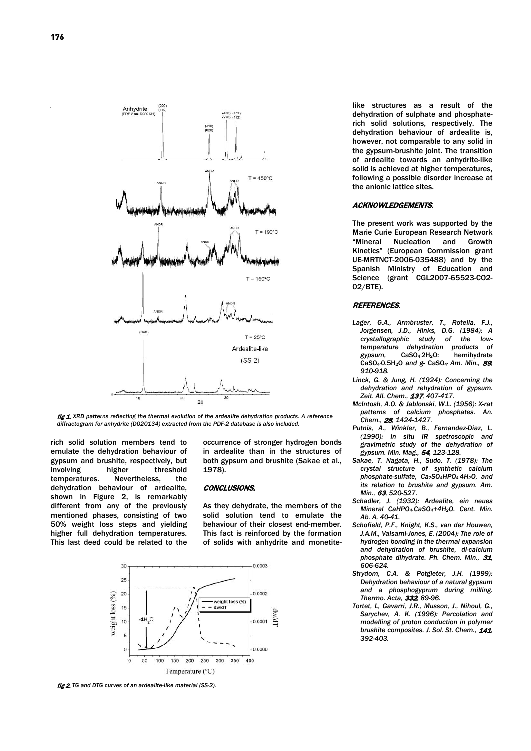Anhydrite (PDF-2 no. D020134)
(200) (110)
(310) (020)
(400) (202) (220) (112)
ANDR
T = 450ºC
T = 190ºC
T = 150ºC
(040)
T = 25ºC
Ardealite-like (SS-2)
10 20 30
2θ

*fig 1. XRD patterns reflecting the thermal evolution of the ardealite dehydration products. A reference diffractogram for anhydrite (D020134) extracted from the PDF-2 database is also included.*

rich solid solution members tend to emulate the dehydration behaviour of gypsum and brushite, respectively, but involving higher threshold temperatures. Nevertheless, the dehydration behaviour of ardealite, shown in Figure 2, is remarkably different from any of the previously mentioned phases, consisting of two 50% weight loss steps and yielding higher full dehydration temperatures. This last deed could be related to the occurrence of stronger hydrogen bonds in ardealite than in the structures of both gypsum and brushite (Sakae et al., 1978).

weight loss (%)
dw/dT
$-4H_2O$
Temperature (ºC)
0 50 100 150 200 250 300 350 400
0 5 10 15 20 25 30
0.0000 0.0001 0.0002 0.0003

*fig 2. TG and DTG curves of an ardealite-like material (SS-2).*

## CONCLUSIONS.

As they dehydrate, the members of the solid solution tend to emulate the behaviour of their closest end-member. This fact is reinforced by the formation of solids with anhydrite and monetite-like structures as a result of the dehydration of sulphate and phosphate-rich solid solutions, respectively. The dehydration behaviour of ardealite is, however, not comparable to any solid in the gypsum-brushite joint. The transition of ardealite towards an anhydrite-like solid is achieved at higher temperatures, following a possible disorder increase at the anionic lattice sites.

## ACKNOWLEDGEMENTS.

The present work was supported by the Marie Curie European Research Network "Mineral Nucleation and Growth Kinetics" (European Commission grant UE-MRTNCT-2006-035488) and by the Spanish Ministry of Education and Science (grant CGL2007-65523-CO2-02/BTE).

## REFERENCES.

*Lager, G.A., Armbruster, T., Rotella, F.J., Jorgensen, J.D., Hinks, D.G. (1984): A crystallographic study of the low-temperature dehydration products of gypsum,* $CaSO_4{\cdot}2H_2O$*: hemihydrate* $CaSO_4{\cdot}0.5H_2O$ *and g-* $CaSO_4$*. Am. Min.,* ***89****, 910-918.*

*Linck, G. & Jung, H. (1924): Concerning the dehydration and rehydration of gypsum. Zeit. All. Chem.,* ***137****, 407-417.*

*McIntosh, A.O. & Jablonski, W.L. (1956): X-rat patterns of calcium phosphates. An. Chem.,* ***28****, 1424-1427.*

*Putnis, A., Winkler, B., Fernandez-Diaz, L. (1990): In situ IR spectroscopic and gravimetric study of the dehydration of gypsum. Min. Mag.,* ***54****, 123-128.*

*Sakae, T. Nagata, H., Sudo, T. (1978): The crystal structure of synthetic calcium phosphate-sulfate,* $Ca_2SO_4HPO_4{\cdot}4H_2O$*, and its relation to brushite and gypsum. Am. Min.,* ***63****, 520-527.*

*Schadler, J. (1932): Ardealite, ein neues Mineral* $CaHPO_4.CaSO_4+4H_2O$*. Cent. Min. Ab. A, 40-41.*

*Schofield, P.F., Knight, K.S., van der Houwen, J.A.M., Valsami-Jones, E. (2004): The role of hydrogen bonding in the thermal expansion and dehydration of brushite, di-calcium phosphate dihydrate. Ph. Chem. Min.,* ***31****, 606-624.*

*Strydom, C.A. & Potgieter, J.H. (1999): Dehydration behaviour of a natural gypsum and a phosphogyprum during milling. Thermo. Acta,* ***332****, 89-96.*

*Tortet, L, Gavarri, J.R., Musson, J., Nihoul, G., Sarychev, A. K. (1996): Percolation and modelling of proton conduction in polymer brushite composites. J. Sol. St. Chem.,* ***141****, 392-403.*